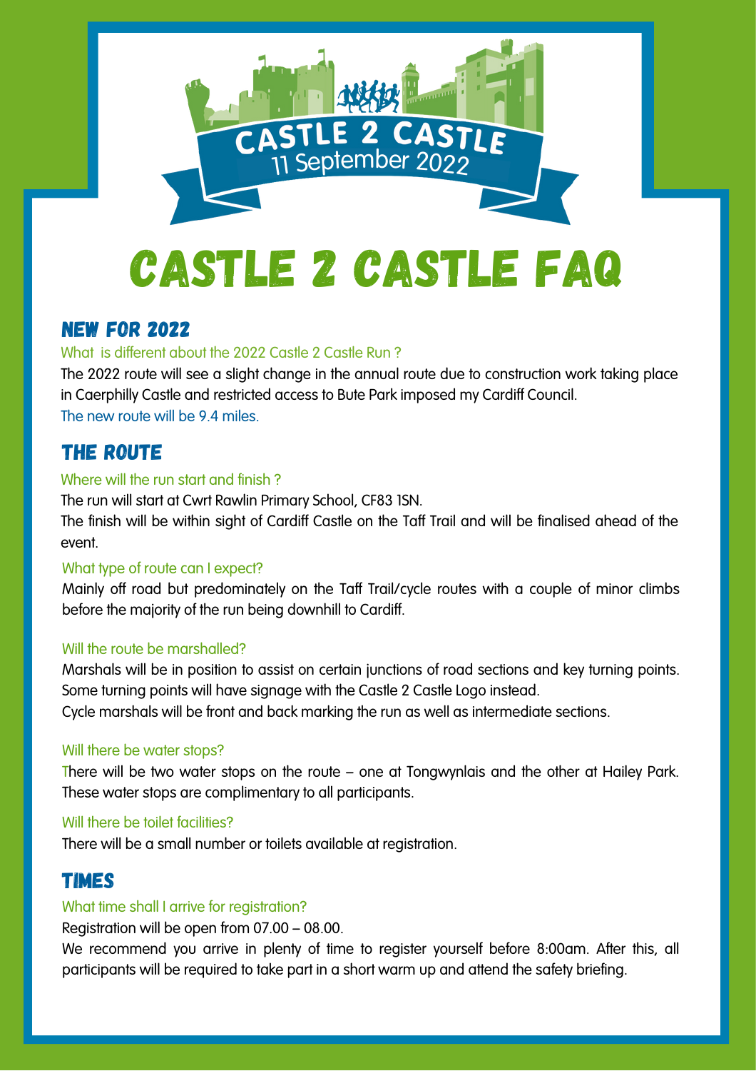CASTLE 2 CASTLE
11 September 2022

# CASTLE 2 CASTLE FAQ

## NEW FOR 2022

### What is different about the 2022 Castle 2 Castle Run ?

The 2022 route will see a slight change in the annual route due to construction work taking place in Caerphilly Castle and restricted access to Bute Park imposed my Cardiff Council.

The new route will be 9.4 miles.

## THE ROUTE

### Where will the run start and finish ?

The run will start at Cwrt Rawlin Primary School, CF83 1SN.

The finish will be within sight of Cardiff Castle on the Taff Trail and will be finalised ahead of the event.

### What type of route can I expect?

Mainly off road but predominately on the Taff Trail/cycle routes with a couple of minor climbs before the majority of the run being downhill to Cardiff.

### Will the route be marshalled?

Marshals will be in position to assist on certain junctions of road sections and key turning points. Some turning points will have signage with the Castle 2 Castle Logo instead.

Cycle marshals will be front and back marking the run as well as intermediate sections.

### Will there be water stops?

There will be two water stops on the route – one at Tongwynlais and the other at Hailey Park. These water stops are complimentary to all participants.

### Will there be toilet facilities?

There will be a small number or toilets available at registration.

## TIMES

### What time shall I arrive for registration?

Registration will be open from 07.00 – 08.00.

We recommend you arrive in plenty of time to register yourself before 8:00am. After this, all participants will be required to take part in a short warm up and attend the safety briefing.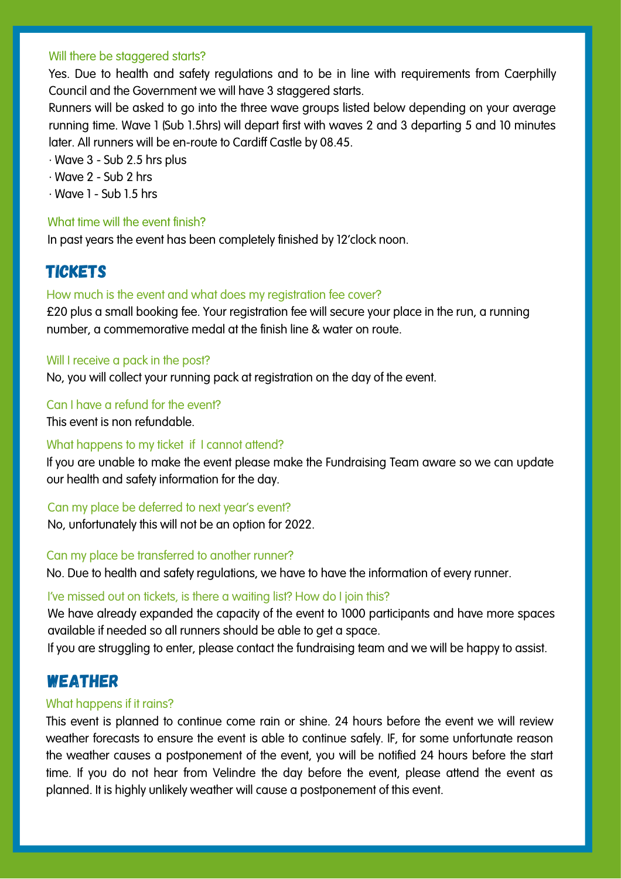### Will there be staggered starts?

Yes. Due to health and safety regulations and to be in line with requirements from Caerphilly Council and the Government we will have 3 staggered starts.

Runners will be asked to go into the three wave groups listed below depending on your average running time. Wave 1 (Sub 1.5hrs) will depart first with waves 2 and 3 departing 5 and 10 minutes later. All runners will be en-route to Cardiff Castle by 08.45.

· Wave 3 - Sub 2.5 hrs plus
· Wave 2 - Sub 2 hrs
· Wave 1 - Sub 1.5 hrs

### What time will the event finish?

In past years the event has been completely finished by 12'clock noon.

## TICKETS

### How much is the event and what does my registration fee cover?

£20 plus a small booking fee. Your registration fee will secure your place in the run, a running number, a commemorative medal at the finish line & water on route.

### Will I receive a pack in the post?

No, you will collect your running pack at registration on the day of the event.

### Can I have a refund for the event?

This event is non refundable.

### What happens to my ticket if I cannot attend?

If you are unable to make the event please make the Fundraising Team aware so we can update our health and safety information for the day.

### Can my place be deferred to next year's event?

No, unfortunately this will not be an option for 2022.

### Can my place be transferred to another runner?

No. Due to health and safety regulations, we have to have the information of every runner.

### I've missed out on tickets, is there a waiting list? How do I join this?

We have already expanded the capacity of the event to 1000 participants and have more spaces available if needed so all runners should be able to get a space.

If you are struggling to enter, please contact the fundraising team and we will be happy to assist.

## WEATHER

### What happens if it rains?

This event is planned to continue come rain or shine. 24 hours before the event we will review weather forecasts to ensure the event is able to continue safely. IF, for some unfortunate reason the weather causes a postponement of the event, you will be notified 24 hours before the start time. If you do not hear from Velindre the day before the event, please attend the event as planned. It is highly unlikely weather will cause a postponement of this event.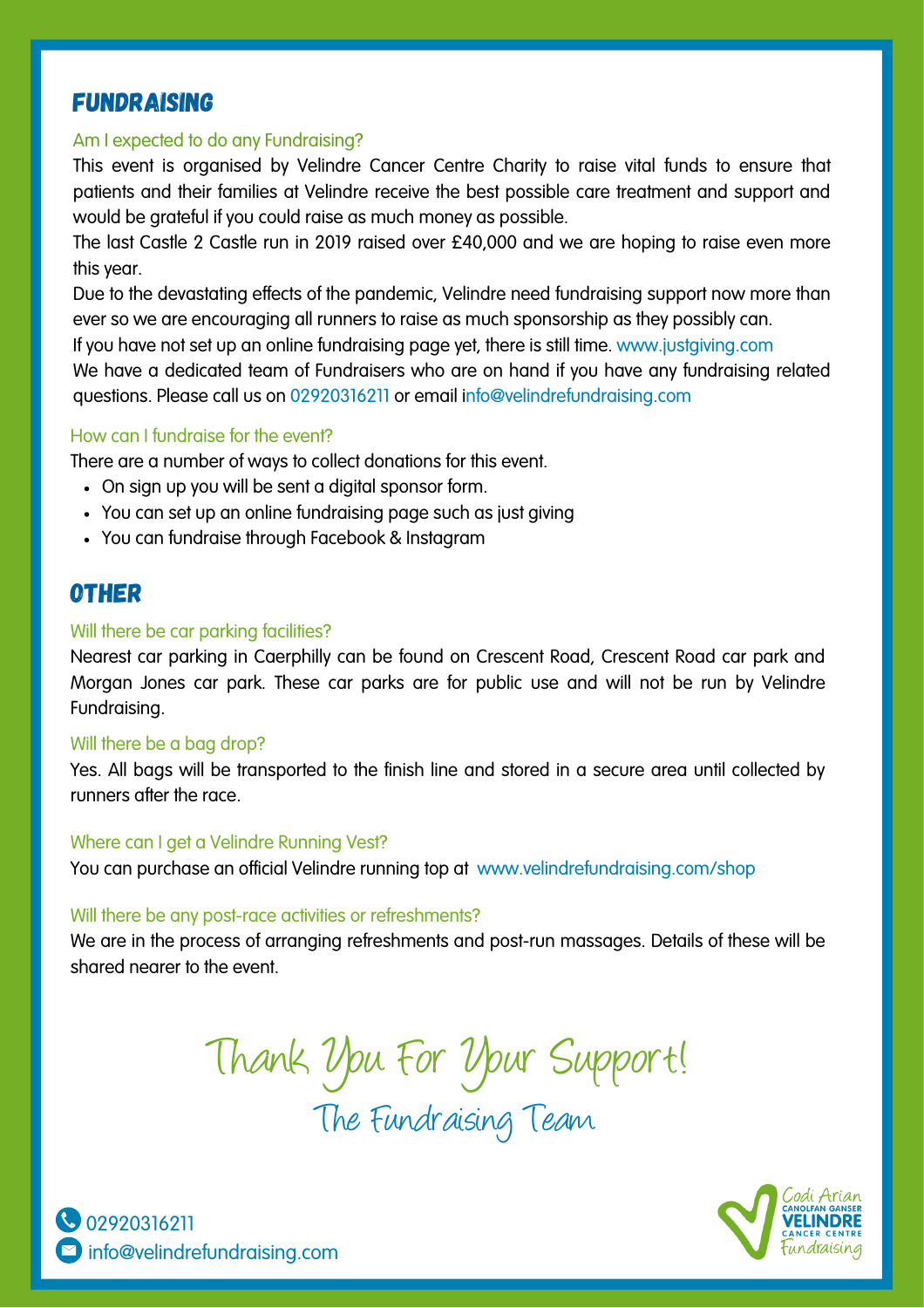## FUNDRAISING

### Am I expected to do any Fundraising?

This event is organised by Velindre Cancer Centre Charity to raise vital funds to ensure that patients and their families at Velindre receive the best possible care treatment and support and would be grateful if you could raise as much money as possible.

The last Castle 2 Castle run in 2019 raised over £40,000 and we are hoping to raise even more this year.

Due to the devastating effects of the pandemic, Velindre need fundraising support now more than ever so we are encouraging all runners to raise as much sponsorship as they possibly can.

If you have not set up an online fundraising page yet, there is still time. www.justgiving.com

We have a dedicated team of Fundraisers who are on hand if you have any fundraising related questions. Please call us on 02920316211 or email info@velindrefundraising.com

### How can I fundraise for the event?

There are a number of ways to collect donations for this event.

- On sign up you will be sent a digital sponsor form.
- You can set up an online fundraising page such as just giving
- You can fundraise through Facebook & Instagram

## OTHER

### Will there be car parking facilities?

Nearest car parking in Caerphilly can be found on Crescent Road, Crescent Road car park and Morgan Jones car park. These car parks are for public use and will not be run by Velindre Fundraising.

### Will there be a bag drop?

Yes. All bags will be transported to the finish line and stored in a secure area until collected by runners after the race.

### Where can I get a Velindre Running Vest?

You can purchase an official Velindre running top at www.velindrefundraising.com/shop

### Will there be any post-race activities or refreshments?

We are in the process of arranging refreshments and post-run massages. Details of these will be shared nearer to the event.

Thank You For Your Support!

The Fundraising Team

02920316211

info@velindrefundraising.com

Codi Arian
CANOLFAN GANSER
VELINDRE
CANCER CENTRE
Fundraising